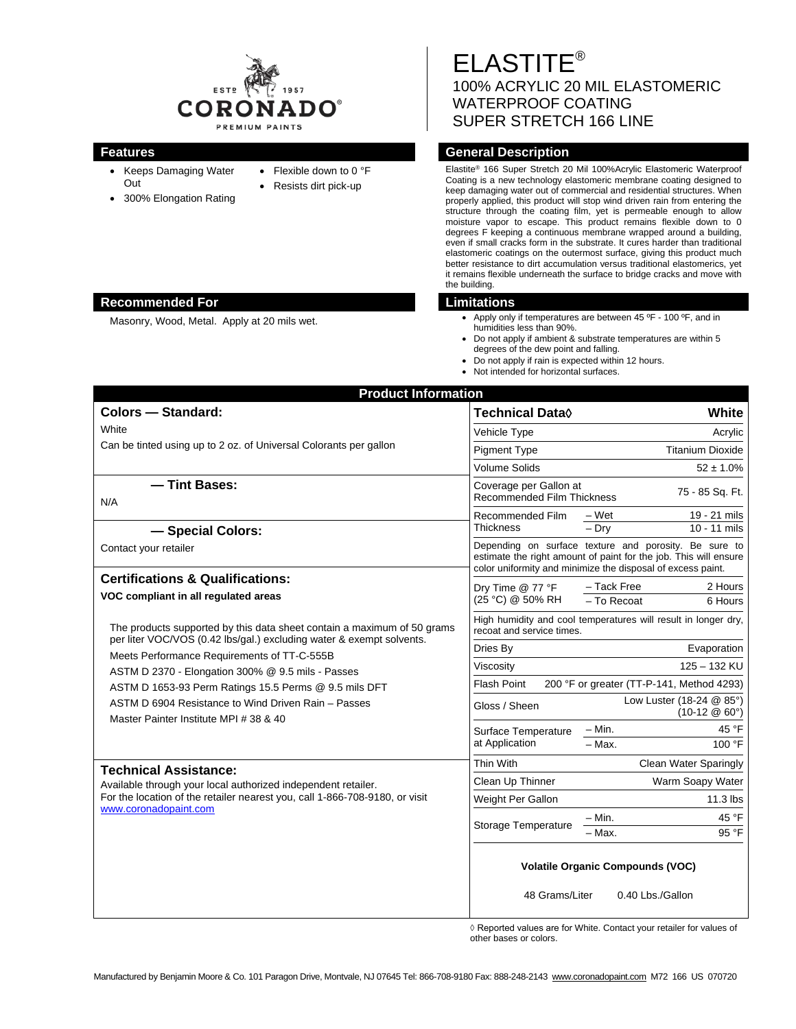ESTD 1957
CORONADO®
PREMIUM PAINTS

# ELASTITE®

100% ACRYLIC 20 MIL ELASTOMERIC WATERPROOF COATING
SUPER STRETCH 166 LINE

## Features

- Keeps Damaging Water Out
- 300% Elongation Rating
- Flexible down to 0 °F
- Resists dirt pick-up

## General Description

Elastite® 166 Super Stretch 20 Mil 100%Acrylic Elastomeric Waterproof Coating is a new technology elastomeric membrane coating designed to keep damaging water out of commercial and residential structures. When properly applied, this product will stop wind driven rain from entering the structure through the coating film, yet is permeable enough to allow moisture vapor to escape. This product remains flexible down to 0 degrees F keeping a continuous membrane wrapped around a building, even if small cracks form in the substrate. It cures harder than traditional elastomeric coatings on the outermost surface, giving this product much better resistance to dirt accumulation versus traditional elastomerics, yet it remains flexible underneath the surface to bridge cracks and move with the building.

## Recommended For

Masonry, Wood, Metal. Apply at 20 mils wet.

## Limitations

- Apply only if temperatures are between 45 ºF - 100 ºF, and in humidities less than 90%.
- Do not apply if ambient & substrate temperatures are within 5 degrees of the dew point and falling.
- Do not apply if rain is expected within 12 hours.
- Not intended for horizontal surfaces.

## Product Information

### Colors — Standard:

White

Can be tinted using up to 2 oz. of Universal Colorants per gallon

### — Tint Bases:

N/A

### — Special Colors:

Contact your retailer

### Certifications & Qualifications:

**VOC compliant in all regulated areas**

The products supported by this data sheet contain a maximum of 50 grams per liter VOC/VOS (0.42 lbs/gal.) excluding water & exempt solvents.

Meets Performance Requirements of TT-C-555B

ASTM D 2370 - Elongation 300% @ 9.5 mils - Passes

ASTM D 1653-93 Perm Ratings 15.5 Perms @ 9.5 mils DFT

ASTM D 6904 Resistance to Wind Driven Rain – Passes

Master Painter Institute MPI # 38 & 40

### Technical Assistance:

Available through your local authorized independent retailer.
For the location of the retailer nearest you, call 1-866-708-9180, or visit www.coronadopaint.com

| Technical Data◊ | | White |
|---|---|---|
| Vehicle Type | | Acrylic |
| Pigment Type | | Titanium Dioxide |
| Volume Solids | | 52 ± 1.0% |
| Coverage per Gallon at Recommended Film Thickness | | 75 - 85 Sq. Ft. |
| Recommended Film Thickness | – Wet | 19 - 21 mils |
| | – Dry | 10 - 11 mils |
| Depending on surface texture and porosity. Be sure to estimate the right amount of paint for the job. This will ensure color uniformity and minimize the disposal of excess paint. | | |
| Dry Time @ 77 °F (25 °C) @ 50% RH | – Tack Free | 2 Hours |
| | – To Recoat | 6 Hours |
| High humidity and cool temperatures will result in longer dry, recoat and service times. | | |
| Dries By | | Evaporation |
| Viscosity | | 125 – 132 KU |
| Flash Point | | 200 °F or greater (TT-P-141, Method 4293) |
| Gloss / Sheen | | Low Luster (18-24 @ 85°) (10-12 @ 60°) |
| Surface Temperature at Application | – Min. | 45 °F |
| | – Max. | 100 °F |
| Thin With | | Clean Water Sparingly |
| Clean Up Thinner | | Warm Soapy Water |
| Weight Per Gallon | | 11.3 lbs |
| Storage Temperature | – Min. | 45 °F |
| | – Max. | 95 °F |

**Volatile Organic Compounds (VOC)**

48 Grams/Liter 0.40 Lbs./Gallon

◊ Reported values are for White. Contact your retailer for values of other bases or colors.

Manufactured by Benjamin Moore & Co. 101 Paragon Drive, Montvale, NJ 07645 Tel: 866-708-9180 Fax: 888-248-2143 www.coronadopaint.com M72 166 US 070720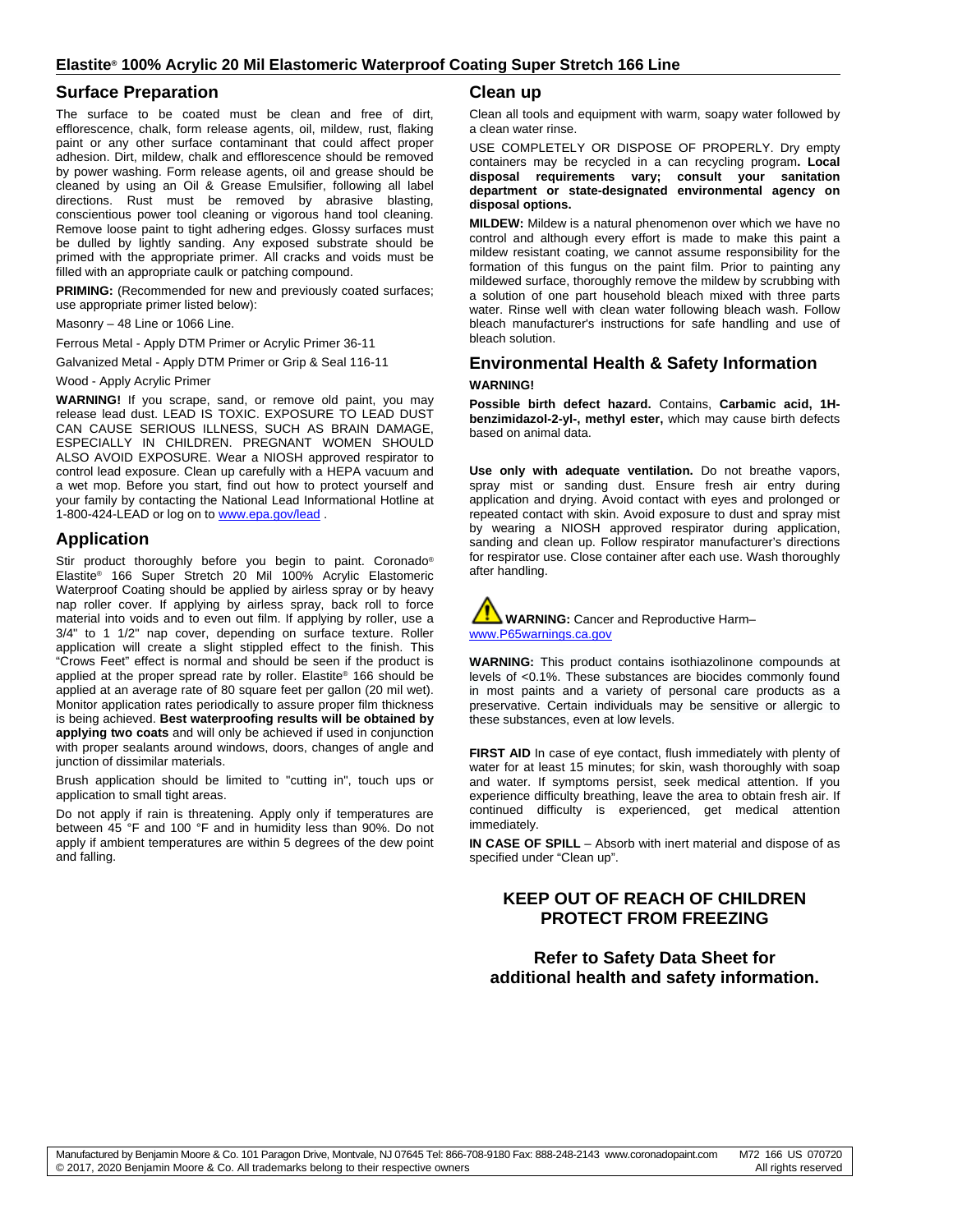# Elastite® 100% Acrylic 20 Mil Elastomeric Waterproof Coating Super Stretch 166 Line

## Surface Preparation

The surface to be coated must be clean and free of dirt, efflorescence, chalk, form release agents, oil, mildew, rust, flaking paint or any other surface contaminant that could affect proper adhesion. Dirt, mildew, chalk and efflorescence should be removed by power washing. Form release agents, oil and grease should be cleaned by using an Oil & Grease Emulsifier, following all label directions. Rust must be removed by abrasive blasting, conscientious power tool cleaning or vigorous hand tool cleaning. Remove loose paint to tight adhering edges. Glossy surfaces must be dulled by lightly sanding. Any exposed substrate should be primed with the appropriate primer. All cracks and voids must be filled with an appropriate caulk or patching compound.

**PRIMING:** (Recommended for new and previously coated surfaces; use appropriate primer listed below):

Masonry – 48 Line or 1066 Line.

Ferrous Metal - Apply DTM Primer or Acrylic Primer 36-11

Galvanized Metal - Apply DTM Primer or Grip & Seal 116-11

Wood - Apply Acrylic Primer

**WARNING!** If you scrape, sand, or remove old paint, you may release lead dust. LEAD IS TOXIC. EXPOSURE TO LEAD DUST CAN CAUSE SERIOUS ILLNESS, SUCH AS BRAIN DAMAGE, ESPECIALLY IN CHILDREN. PREGNANT WOMEN SHOULD ALSO AVOID EXPOSURE. Wear a NIOSH approved respirator to control lead exposure. Clean up carefully with a HEPA vacuum and a wet mop. Before you start, find out how to protect yourself and your family by contacting the National Lead Informational Hotline at 1-800-424-LEAD or log on to www.epa.gov/lead .

## Application

Stir product thoroughly before you begin to paint. Coronado® Elastite® 166 Super Stretch 20 Mil 100% Acrylic Elastomeric Waterproof Coating should be applied by airless spray or by heavy nap roller cover. If applying by airless spray, back roll to force material into voids and to even out film. If applying by roller, use a 3/4" to 1 1/2" nap cover, depending on surface texture. Roller application will create a slight stippled effect to the finish. This "Crows Feet" effect is normal and should be seen if the product is applied at the proper spread rate by roller. Elastite® 166 should be applied at an average rate of 80 square feet per gallon (20 mil wet). Monitor application rates periodically to assure proper film thickness is being achieved. **Best waterproofing results will be obtained by applying two coats** and will only be achieved if used in conjunction with proper sealants around windows, doors, changes of angle and junction of dissimilar materials.

Brush application should be limited to "cutting in", touch ups or application to small tight areas.

Do not apply if rain is threatening. Apply only if temperatures are between 45 °F and 100 °F and in humidity less than 90%. Do not apply if ambient temperatures are within 5 degrees of the dew point and falling.

## Clean up

Clean all tools and equipment with warm, soapy water followed by a clean water rinse.

USE COMPLETELY OR DISPOSE OF PROPERLY. Dry empty containers may be recycled in a can recycling program**. Local disposal requirements vary; consult your sanitation department or state-designated environmental agency on disposal options.**

**MILDEW:** Mildew is a natural phenomenon over which we have no control and although every effort is made to make this paint a mildew resistant coating, we cannot assume responsibility for the formation of this fungus on the paint film. Prior to painting any mildewed surface, thoroughly remove the mildew by scrubbing with a solution of one part household bleach mixed with three parts water. Rinse well with clean water following bleach wash. Follow bleach manufacturer's instructions for safe handling and use of bleach solution.

## Environmental Health & Safety Information

**WARNING!**

**Possible birth defect hazard.** Contains, **Carbamic acid, 1H-benzimidazol-2-yl-, methyl ester,** which may cause birth defects based on animal data.

**Use only with adequate ventilation.** Do not breathe vapors, spray mist or sanding dust. Ensure fresh air entry during application and drying. Avoid contact with eyes and prolonged or repeated contact with skin. Avoid exposure to dust and spray mist by wearing a NIOSH approved respirator during application, sanding and clean up. Follow respirator manufacturer's directions for respirator use. Close container after each use. Wash thoroughly after handling.

**WARNING:** Cancer and Reproductive Harm– www.P65warnings.ca.gov

**WARNING:** This product contains isothiazolinone compounds at levels of <0.1%. These substances are biocides commonly found in most paints and a variety of personal care products as a preservative. Certain individuals may be sensitive or allergic to these substances, even at low levels.

**FIRST AID** In case of eye contact, flush immediately with plenty of water for at least 15 minutes; for skin, wash thoroughly with soap and water. If symptoms persist, seek medical attention. If you experience difficulty breathing, leave the area to obtain fresh air. If continued difficulty is experienced, get medical attention immediately.

**IN CASE OF SPILL** – Absorb with inert material and dispose of as specified under "Clean up".

**KEEP OUT OF REACH OF CHILDREN**
**PROTECT FROM FREEZING**

**Refer to Safety Data Sheet for additional health and safety information.**

Manufactured by Benjamin Moore & Co. 101 Paragon Drive, Montvale, NJ 07645 Tel: 866-708-9180 Fax: 888-248-2143 www.coronadopaint.com M72 166 US 070720
© 2017, 2020 Benjamin Moore & Co. All trademarks belong to their respective owners All rights reserved